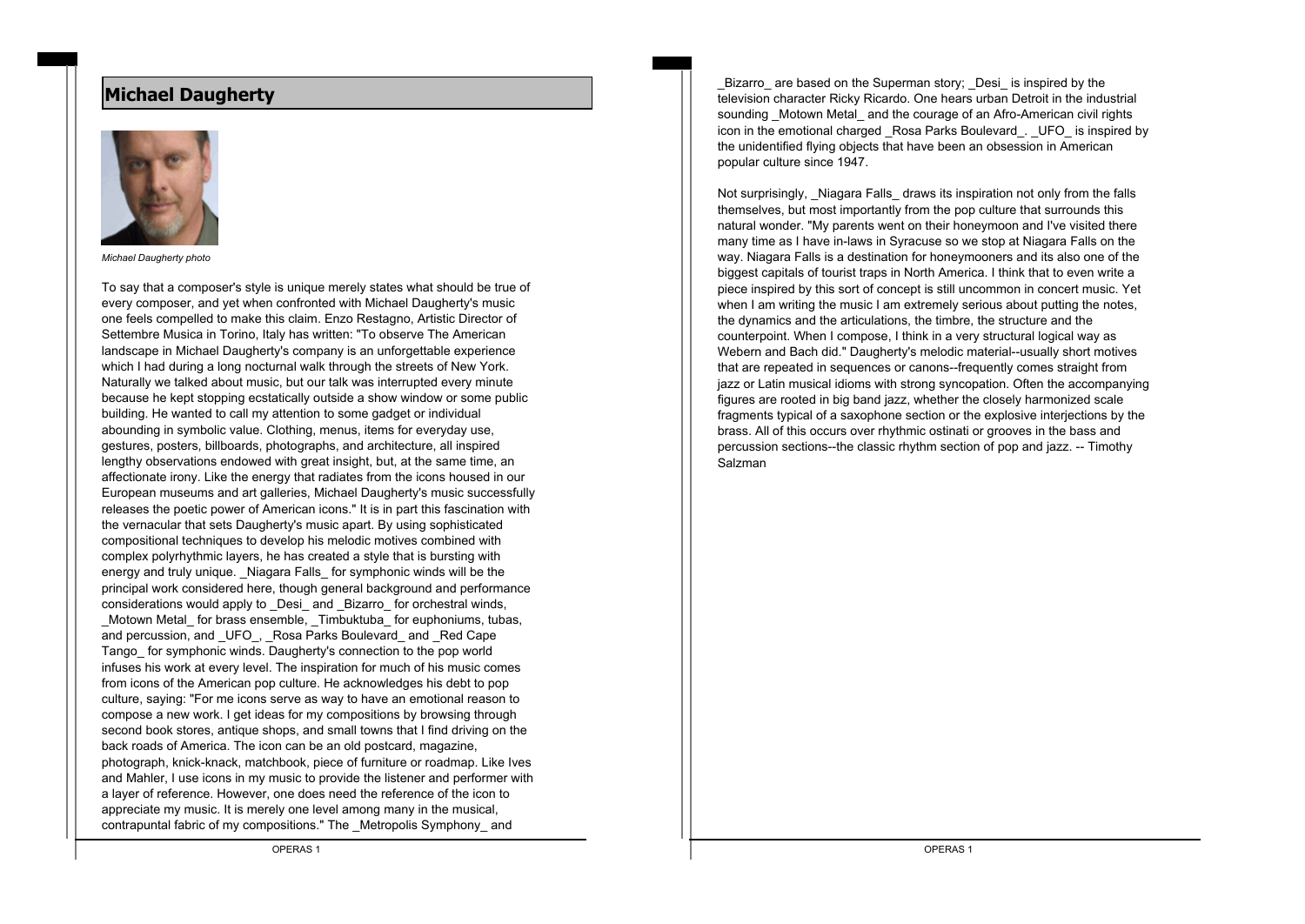## Michael Daugherty

*Michael Daugherty photo*

To say that a composer's style is unique merely states what should be true of every composer, and yet when confronted with Michael Daugherty's music one feels compelled to make this claim. Enzo Restagno, Artistic Director of Settembre Musica in Torino, Italy has written: "To observe The American landscape in Michael Daugherty's company is an unforgettable experience which I had during a long nocturnal walk through the streets of New York. Naturally we talked about music, but our talk was interrupted every minute because he kept stopping ecstatically outside a show window or some public building. He wanted to call my attention to some gadget or individual abounding in symbolic value. Clothing, menus, items for everyday use, gestures, posters, billboards, photographs, and architecture, all inspired lengthy observations endowed with great insight, but, at the same time, an affectionate irony. Like the energy that radiates from the icons housed in our European museums and art galleries, Michael Daugherty's music successfully releases the poetic power of American icons." It is in part this fascination with the vernacular that sets Daugherty's music apart. By using sophisticated compositional techniques to develop his melodic motives combined with complex polyrhythmic layers, he has created a style that is bursting with energy and truly unique. _Niagara Falls_ for symphonic winds will be the principal work considered here, though general background and performance considerations would apply to _Desi_ and _Bizarro_ for orchestral winds, _Motown Metal_ for brass ensemble, _Timbuktuba_ for euphoniums, tubas, and percussion, and _UFO_, _Rosa Parks Boulevard_ and _Red Cape Tango_ for symphonic winds. Daugherty's connection to the pop world infuses his work at every level. The inspiration for much of his music comes from icons of the American pop culture. He acknowledges his debt to pop culture, saying: "For me icons serve as way to have an emotional reason to compose a new work. I get ideas for my compositions by browsing through second book stores, antique shops, and small towns that I find driving on the back roads of America. The icon can be an old postcard, magazine, photograph, knick-knack, matchbook, piece of furniture or roadmap. Like Ives and Mahler, I use icons in my music to provide the listener and performer with a layer of reference. However, one does need the reference of the icon to appreciate my music. It is merely one level among many in the musical, contrapuntal fabric of my compositions." The _Metropolis Symphony_ and _Bizarro_ are based on the Superman story; _Desi_ is inspired by the television character Ricky Ricardo. One hears urban Detroit in the industrial sounding _Motown Metal_ and the courage of an Afro-American civil rights icon in the emotional charged _Rosa Parks Boulevard_. _UFO_ is inspired by the unidentified flying objects that have been an obsession in American popular culture since 1947.

Not surprisingly, _Niagara Falls_ draws its inspiration not only from the falls themselves, but most importantly from the pop culture that surrounds this natural wonder. "My parents went on their honeymoon and I've visited there many time as I have in-laws in Syracuse so we stop at Niagara Falls on the way. Niagara Falls is a destination for honeymooners and its also one of the biggest capitals of tourist traps in North America. I think that to even write a piece inspired by this sort of concept is still uncommon in concert music. Yet when I am writing the music I am extremely serious about putting the notes, the dynamics and the articulations, the timbre, the structure and the counterpoint. When I compose, I think in a very structural logical way as Webern and Bach did." Daugherty's melodic material--usually short motives that are repeated in sequences or canons--frequently comes straight from jazz or Latin musical idioms with strong syncopation. Often the accompanying figures are rooted in big band jazz, whether the closely harmonized scale fragments typical of a saxophone section or the explosive interjections by the brass. All of this occurs over rhythmic ostinati or grooves in the bass and percussion sections--the classic rhythm section of pop and jazz. -- Timothy Salzman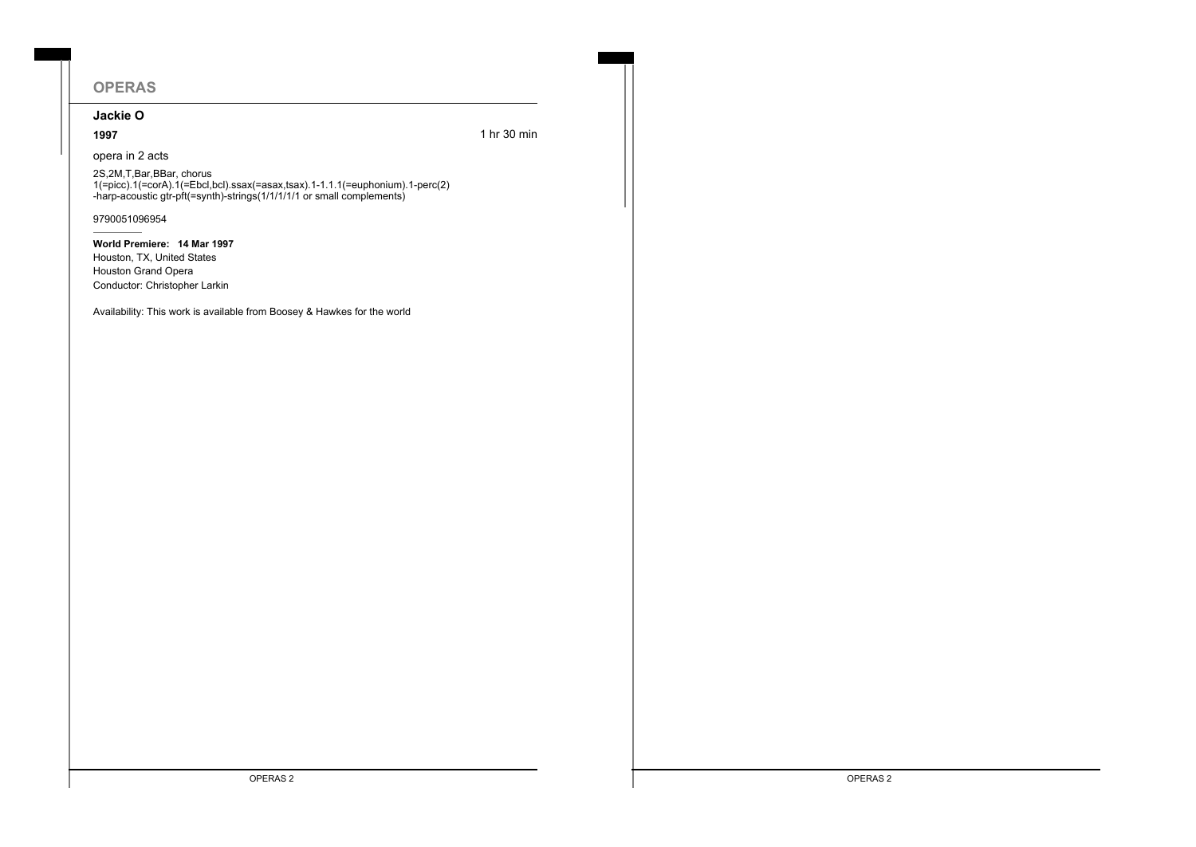## OPERAS

### Jackie O

**1997** 1 hr 30 min

opera in 2 acts

2S,2M,T,Bar,BBar, chorus
1(=picc).1(=corA).1(=Ebcl,bcl).ssax(=asax,tsax).1-1.1.1(=euphonium).1-perc(2)
-harp-acoustic gtr-pft(=synth)-strings(1/1/1/1/1 or small complements)

9790051096954

---

**World Premiere: 14 Mar 1997**
Houston, TX, United States
Houston Grand Opera
Conductor: Christopher Larkin

Availability: This work is available from Boosey & Hawkes for the world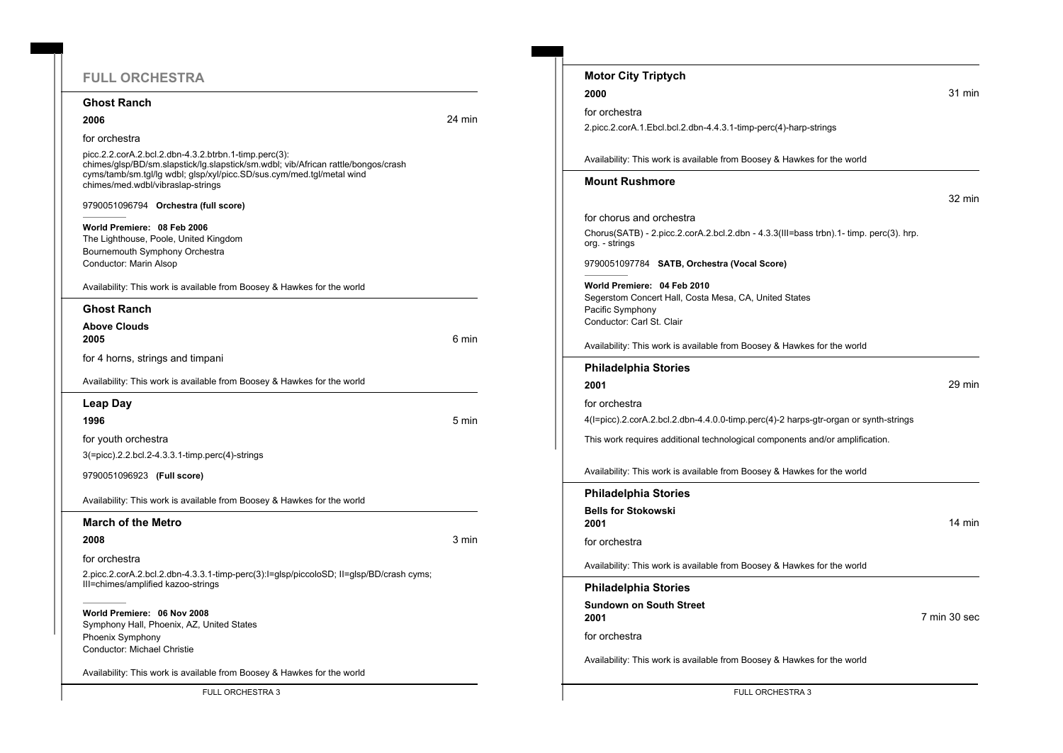## FULL ORCHESTRA

### Ghost Ranch

**2006** — 24 min

for orchestra

picc.2.2.corA.2.bcl.2.dbn-4.3.2.btrbn.1-timp.perc(3): chimes/glsp/BD/sm.slapstick/lg.slapstick/sm.wdbl; vib/African rattle/bongos/crash cyms/tamb/sm.tgl/lg wdbl; glsp/xyl/picc.SD/sus.cym/med.tgl/metal wind chimes/med.wdbl/vibraslap-strings

9790051096794 **Orchestra (full score)**

**World Premiere: 08 Feb 2006**
The Lighthouse, Poole, United Kingdom
Bournemouth Symphony Orchestra
Conductor: Marin Alsop

Availability: This work is available from Boosey & Hawkes for the world

### Ghost Ranch

**Above Clouds**
**2005** — 6 min

for 4 horns, strings and timpani

Availability: This work is available from Boosey & Hawkes for the world

### Leap Day

**1996** — 5 min

for youth orchestra

3(=picc).2.2.bcl.2-4.3.3.1-timp.perc(4)-strings

9790051096923 **(Full score)**

Availability: This work is available from Boosey & Hawkes for the world

### March of the Metro

**2008** — 3 min

for orchestra

2.picc.2.corA.2.bcl.2.dbn-4.3.3.1-timp-perc(3):I=glsp/piccoloSD; II=glsp/BD/crash cyms; III=chimes/amplified kazoo-strings

**World Premiere: 06 Nov 2008**
Symphony Hall, Phoenix, AZ, United States
Phoenix Symphony
Conductor: Michael Christie

Availability: This work is available from Boosey & Hawkes for the world

### Motor City Triptych

**2000** — 31 min

for orchestra

2.picc.2.corA.1.Ebcl.bcl.2.dbn-4.4.3.1-timp-perc(4)-harp-strings

Availability: This work is available from Boosey & Hawkes for the world

### Mount Rushmore

32 min

for chorus and orchestra

Chorus(SATB) - 2.picc.2.corA.2.bcl.2.dbn - 4.3.3(III=bass trbn).1- timp. perc(3). hrp. org. - strings

9790051097784 **SATB, Orchestra (Vocal Score)**

**World Premiere: 04 Feb 2010**
Segerstom Concert Hall, Costa Mesa, CA, United States
Pacific Symphony
Conductor: Carl St. Clair

Availability: This work is available from Boosey & Hawkes for the world

### Philadelphia Stories

**2001** — 29 min

for orchestra

4(I=picc).2.corA.2.bcl.2.dbn-4.4.0.0-timp.perc(4)-2 harps-gtr-organ or synth-strings

This work requires additional technological components and/or amplification.

Availability: This work is available from Boosey & Hawkes for the world

### Philadelphia Stories

**Bells for Stokowski**
**2001** — 14 min

for orchestra

Availability: This work is available from Boosey & Hawkes for the world

### Philadelphia Stories

**Sundown on South Street**
**2001** — 7 min 30 sec

for orchestra

Availability: This work is available from Boosey & Hawkes for the world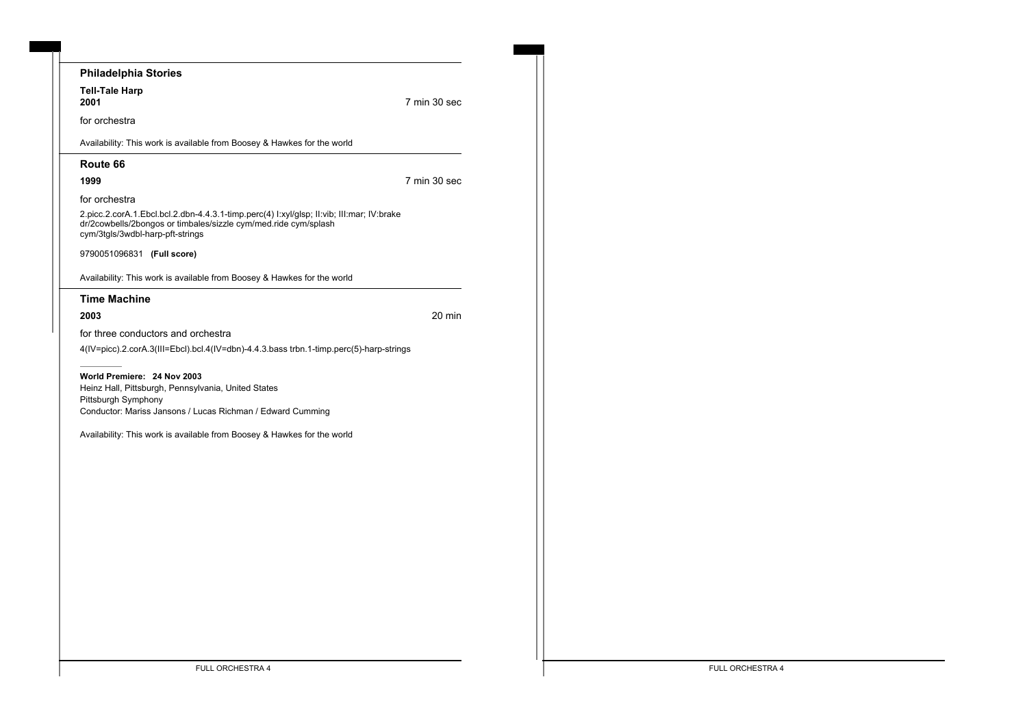## Philadelphia Stories

**Tell-Tale Harp**
**2001** 7 min 30 sec

for orchestra

Availability: This work is available from Boosey & Hawkes for the world

## Route 66

**1999** 7 min 30 sec

for orchestra

2.picc.2.corA.1.Ebcl.bcl.2.dbn-4.4.3.1-timp.perc(4) I:xyl/glsp; II:vib; III:mar; IV:brake dr/2cowbells/2bongos or timbales/sizzle cym/med.ride cym/splash cym/3tgls/3wdbl-harp-pft-strings

9790051096831 **(Full score)**

Availability: This work is available from Boosey & Hawkes for the world

## Time Machine

**2003** 20 min

for three conductors and orchestra

4(IV=picc).2.corA.3(III=Ebcl).bcl.4(IV=dbn)-4.4.3.bass trbn.1-timp.perc(5)-harp-strings

**World Premiere: 24 Nov 2003**
Heinz Hall, Pittsburgh, Pennsylvania, United States
Pittsburgh Symphony
Conductor: Mariss Jansons / Lucas Richman / Edward Cumming

Availability: This work is available from Boosey & Hawkes for the world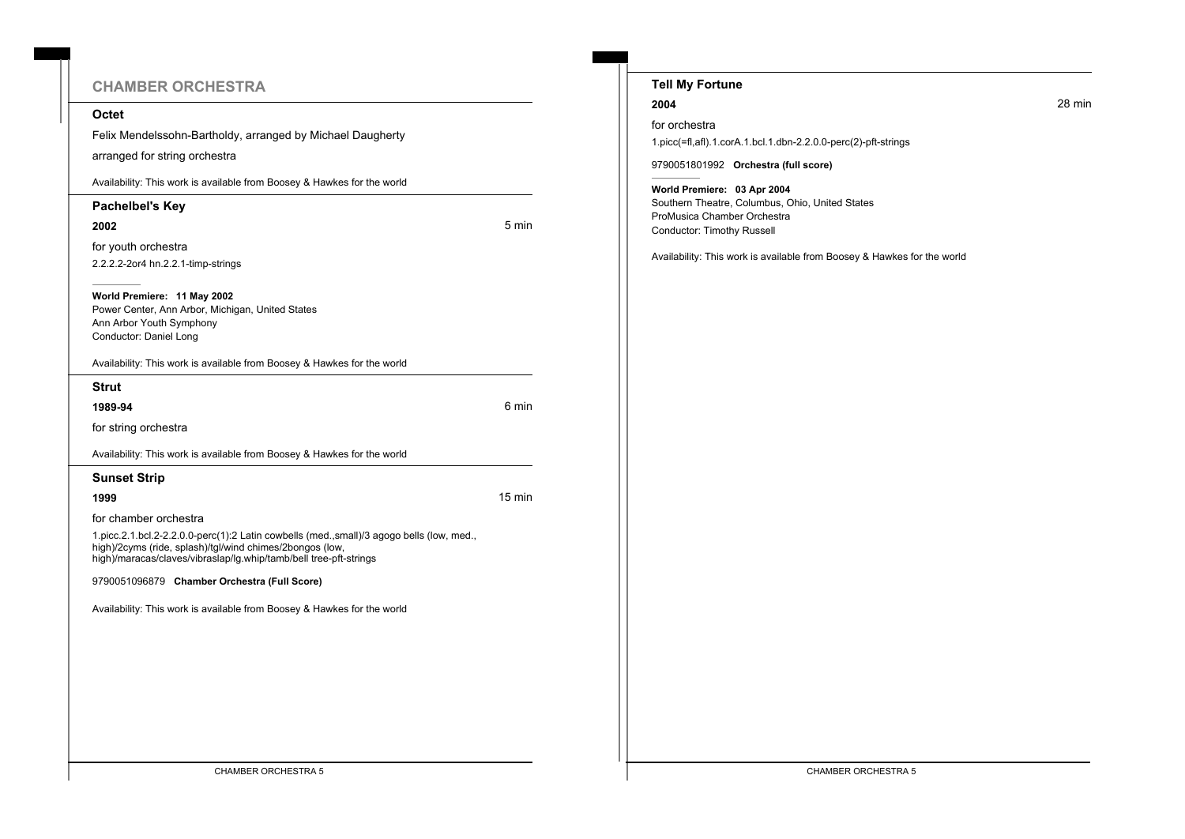## CHAMBER ORCHESTRA

### Octet

Felix Mendelssohn-Bartholdy, arranged by Michael Daugherty

arranged for string orchestra

Availability: This work is available from Boosey & Hawkes for the world

### Pachelbel's Key

**2002** — 5 min

for youth orchestra

2.2.2.2-2or4 hn.2.2.1-timp-strings

**World Premiere: 11 May 2002**
Power Center, Ann Arbor, Michigan, United States
Ann Arbor Youth Symphony
Conductor: Daniel Long

Availability: This work is available from Boosey & Hawkes for the world

### Strut

**1989-94** — 6 min

for string orchestra

Availability: This work is available from Boosey & Hawkes for the world

### Sunset Strip

**1999** — 15 min

for chamber orchestra

1.picc.2.1.bcl.2-2.2.0.0-perc(1):2 Latin cowbells (med.,small)/3 agogo bells (low, med., high)/2cyms (ride, splash)/tgl/wind chimes/2bongos (low, high)/maracas/claves/vibraslap/lg.whip/tamb/bell tree-pft-strings

9790051096879 **Chamber Orchestra (Full Score)**

Availability: This work is available from Boosey & Hawkes for the world

### Tell My Fortune

**2004** — 28 min

for orchestra

1.picc(=fl,afl).1.corA.1.bcl.1.dbn-2.2.0.0-perc(2)-pft-strings

9790051801992 **Orchestra (full score)**

**World Premiere: 03 Apr 2004**
Southern Theatre, Columbus, Ohio, United States
ProMusica Chamber Orchestra
Conductor: Timothy Russell

Availability: This work is available from Boosey & Hawkes for the world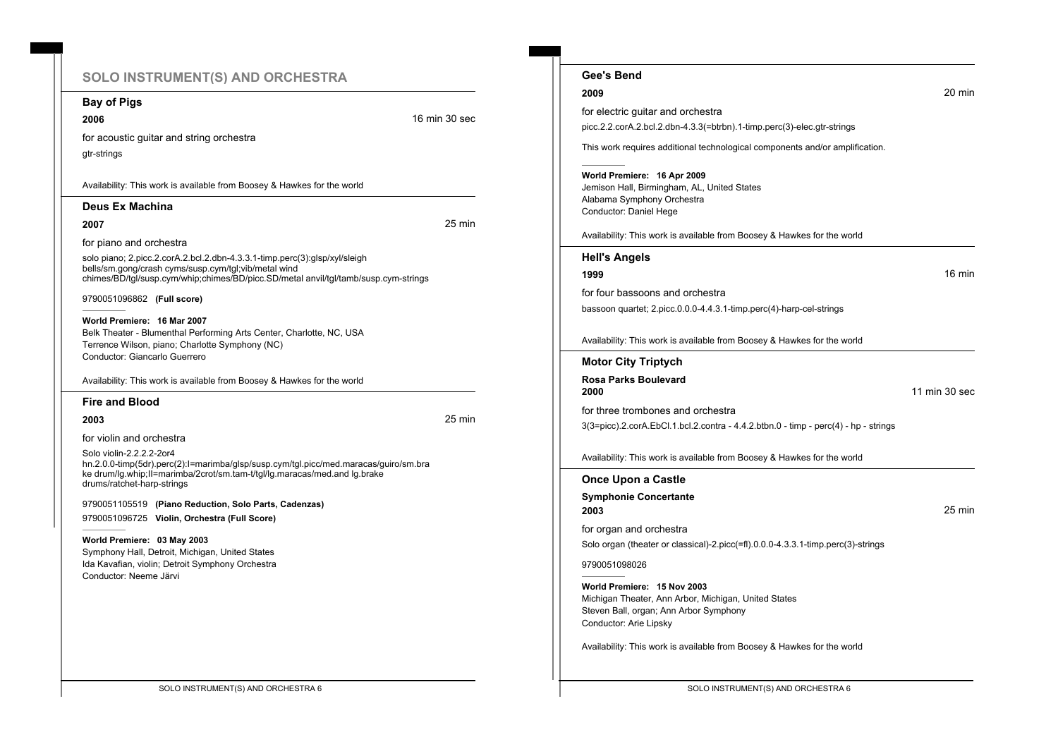## SOLO INSTRUMENT(S) AND ORCHESTRA

### Bay of Pigs

**2006** — 16 min 30 sec

for acoustic guitar and string orchestra

gtr-strings

Availability: This work is available from Boosey & Hawkes for the world

### Deus Ex Machina

**2007** — 25 min

for piano and orchestra

solo piano; 2.picc.2.corA.2.bcl.2.dbn-4.3.3.1-timp.perc(3):glsp/xyl/sleigh bells/sm.gong/crash cyms/susp.cym/tgl;vib/metal wind chimes/BD/tgl/susp.cym/whip;chimes/BD/picc.SD/metal anvil/tgl/tamb/susp.cym-strings

9790051096862 **(Full score)**

**World Premiere: 16 Mar 2007**
Belk Theater - Blumenthal Performing Arts Center, Charlotte, NC, USA
Terrence Wilson, piano; Charlotte Symphony (NC)
Conductor: Giancarlo Guerrero

Availability: This work is available from Boosey & Hawkes for the world

### Fire and Blood

**2003** — 25 min

for violin and orchestra

Solo violin-2.2.2.2-2or4 hn.2.0.0-timp(5dr).perc(2):I=marimba/glsp/susp.cym/tgl.picc/med.maracas/guiro/sm.brake drum/lg.whip;II=marimba/2crot/sm.tam-t/tgl/lg.maracas/med.and lg.brake drums/ratchet-harp-strings

9790051105519 **(Piano Reduction, Solo Parts, Cadenzas)**
9790051096725 **Violin, Orchestra (Full Score)**

**World Premiere: 03 May 2003**
Symphony Hall, Detroit, Michigan, United States
Ida Kavafian, violin; Detroit Symphony Orchestra
Conductor: Neeme Järvi

### Gee's Bend

**2009** — 20 min

for electric guitar and orchestra

picc.2.2.corA.2.bcl.2.dbn-4.3.3(=btrbn).1-timp.perc(3)-elec.gtr-strings

This work requires additional technological components and/or amplification.

**World Premiere: 16 Apr 2009**
Jemison Hall, Birmingham, AL, United States
Alabama Symphony Orchestra
Conductor: Daniel Hege

Availability: This work is available from Boosey & Hawkes for the world

### Hell's Angels

**1999** — 16 min

for four bassoons and orchestra

bassoon quartet; 2.picc.0.0.0-4.4.3.1-timp.perc(4)-harp-cel-strings

Availability: This work is available from Boosey & Hawkes for the world

### Motor City Triptych

**Rosa Parks Boulevard**
**2000** — 11 min 30 sec

for three trombones and orchestra

3(3=picc).2.corA.EbCl.1.bcl.2.contra - 4.4.2.btbn.0 - timp - perc(4) - hp - strings

Availability: This work is available from Boosey & Hawkes for the world

### Once Upon a Castle

**Symphonie Concertante**
**2003** — 25 min

for organ and orchestra

Solo organ (theater or classical)-2.picc(=fl).0.0.0-4.3.3.1-timp.perc(3)-strings

9790051098026

**World Premiere: 15 Nov 2003**
Michigan Theater, Ann Arbor, Michigan, United States
Steven Ball, organ; Ann Arbor Symphony
Conductor: Arie Lipsky

Availability: This work is available from Boosey & Hawkes for the world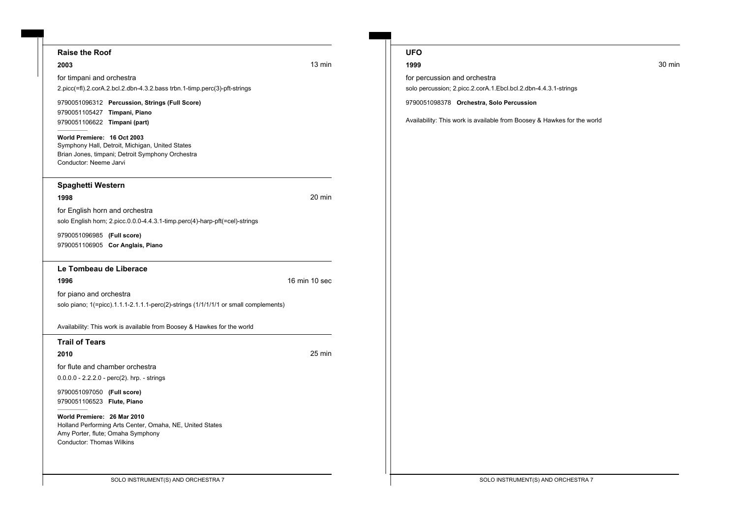## Raise the Roof

**2003** — 13 min

for timpani and orchestra

2.picc(=fl).2.corA.2.bcl.2.dbn-4.3.2.bass trbn.1-timp.perc(3)-pft-strings

9790051096312 **Percussion, Strings (Full Score)**
9790051105427 **Timpani, Piano**
9790051106622 **Timpani (part)**

**World Premiere: 16 Oct 2003**
Symphony Hall, Detroit, Michigan, United States
Brian Jones, timpani; Detroit Symphony Orchestra
Conductor: Neeme Jarvi

## Spaghetti Western

**1998** — 20 min

for English horn and orchestra

solo English horn; 2.picc.0.0.0-4.4.3.1-timp.perc(4)-harp-pft(=cel)-strings

9790051096985 **(Full score)**
9790051106905 **Cor Anglais, Piano**

## Le Tombeau de Liberace

**1996** — 16 min 10 sec

for piano and orchestra

solo piano; 1(=picc).1.1.1-2.1.1.1-perc(2)-strings (1/1/1/1/1 or small complements)

Availability: This work is available from Boosey & Hawkes for the world

## Trail of Tears

**2010** — 25 min

for flute and chamber orchestra

0.0.0.0 - 2.2.2.0 - perc(2). hrp. - strings

9790051097050 **(Full score)**
9790051106523 **Flute, Piano**

**World Premiere: 26 Mar 2010**
Holland Performing Arts Center, Omaha, NE, United States
Amy Porter, flute; Omaha Symphony
Conductor: Thomas Wilkins

## UFO

**1999** — 30 min

for percussion and orchestra

solo percussion; 2.picc.2.corA.1.Ebcl.bcl.2.dbn-4.4.3.1-strings

9790051098378 **Orchestra, Solo Percussion**

Availability: This work is available from Boosey & Hawkes for the world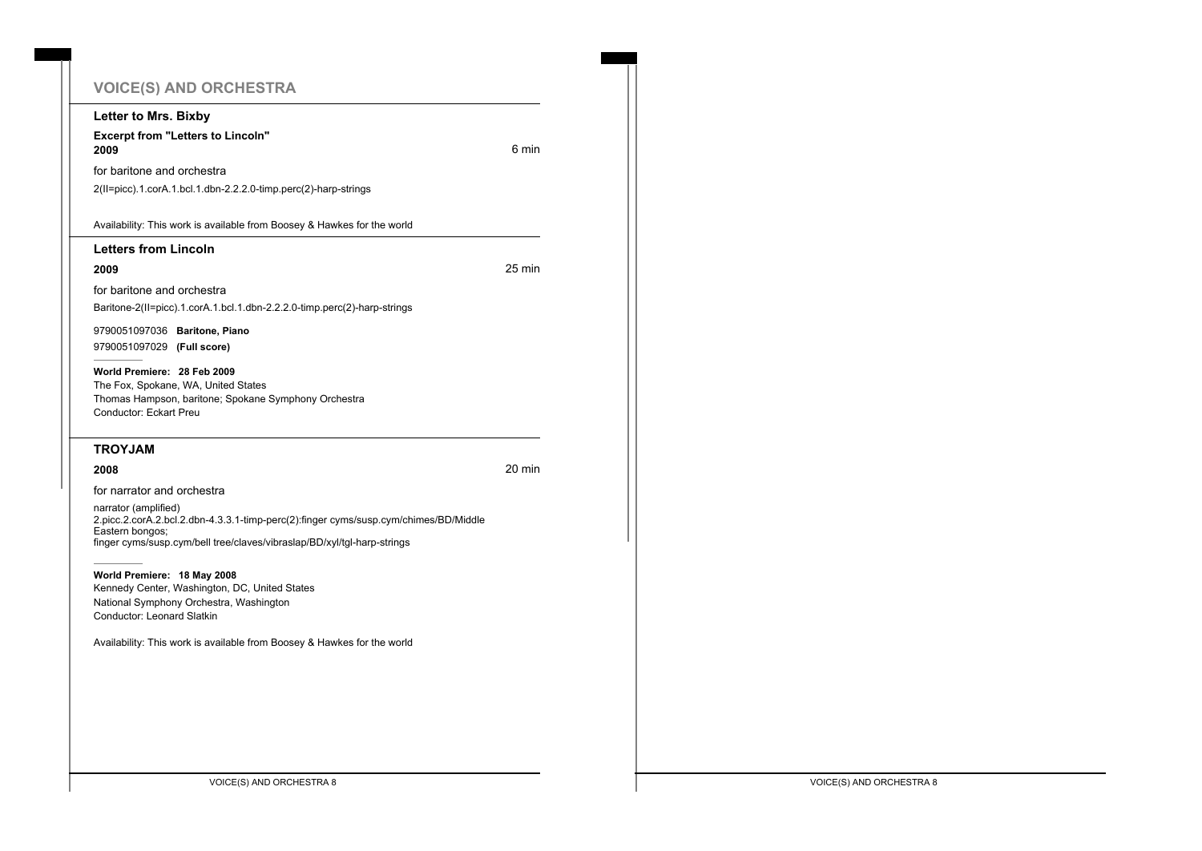# VOICE(S) AND ORCHESTRA

## Letter to Mrs. Bixby

**Excerpt from "Letters to Lincoln"**

**2009** 6 min

for baritone and orchestra

2(II=picc).1.corA.1.bcl.1.dbn-2.2.2.0-timp.perc(2)-harp-strings

Availability: This work is available from Boosey & Hawkes for the world

## Letters from Lincoln

**2009** 25 min

for baritone and orchestra

Baritone-2(II=picc).1.corA.1.bcl.1.dbn-2.2.2.0-timp.perc(2)-harp-strings

9790051097036 **Baritone, Piano**

9790051097029 **(Full score)**

**World Premiere: 28 Feb 2009**

The Fox, Spokane, WA, United States

Thomas Hampson, baritone; Spokane Symphony Orchestra

Conductor: Eckart Preu

## TROYJAM

**2008** 20 min

for narrator and orchestra

narrator (amplified)
2.picc.2.corA.2.bcl.2.dbn-4.3.3.1-timp-perc(2):finger cyms/susp.cym/chimes/BD/Middle Eastern bongos;
finger cyms/susp.cym/bell tree/claves/vibraslap/BD/xyl/tgl-harp-strings

**World Premiere: 18 May 2008**

Kennedy Center, Washington, DC, United States

National Symphony Orchestra, Washington

Conductor: Leonard Slatkin

Availability: This work is available from Boosey & Hawkes for the world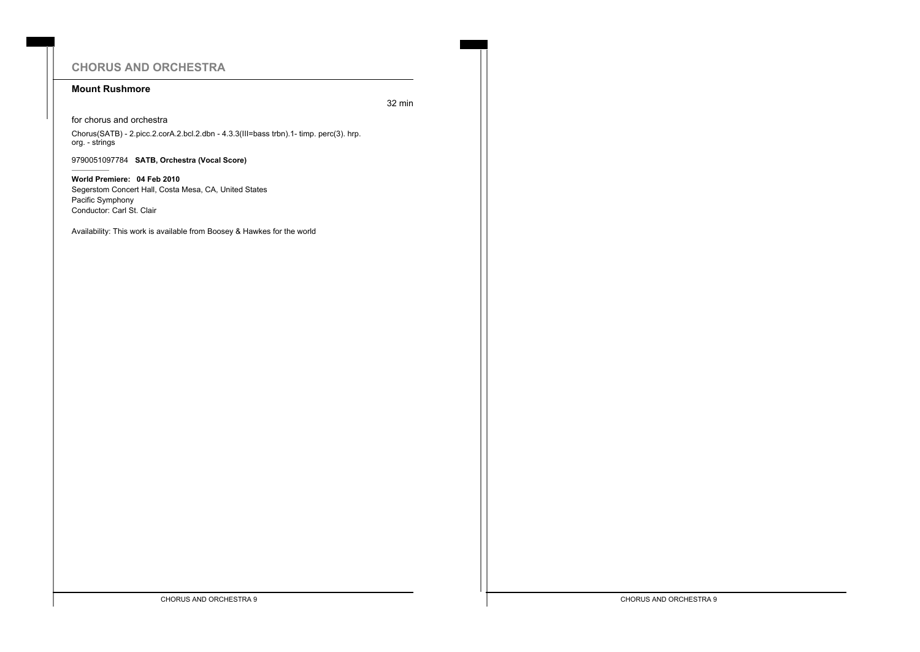# CHORUS AND ORCHESTRA

## Mount Rushmore

32 min

for chorus and orchestra

Chorus(SATB) - 2.picc.2.corA.2.bcl.2.dbn - 4.3.3(III=bass trbn).1- timp. perc(3). hrp. org. - strings

9790051097784 **SATB, Orchestra (Vocal Score)**

**World Premiere: 04 Feb 2010**
Segerstom Concert Hall, Costa Mesa, CA, United States
Pacific Symphony
Conductor: Carl St. Clair

Availability: This work is available from Boosey & Hawkes for the world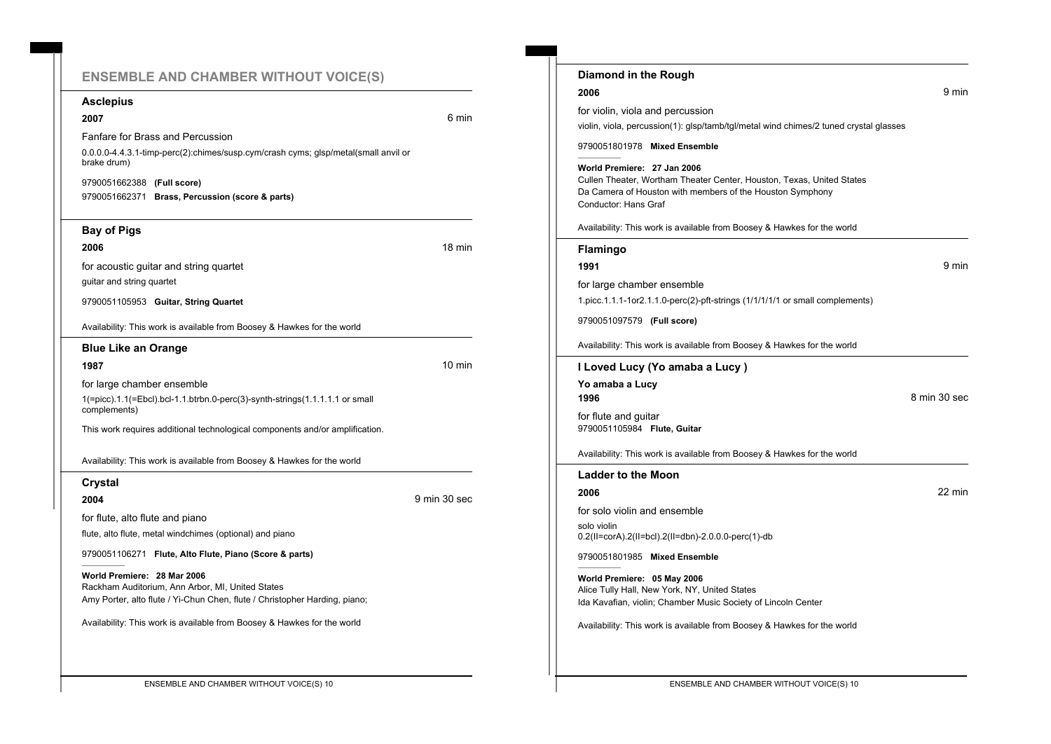# ENSEMBLE AND CHAMBER WITHOUT VOICE(S)

### Asclepius

**2007** — 6 min

Fanfare for Brass and Percussion

0.0.0.0-4.4.3.1-timp-perc(2):chimes/susp.cym/crash cyms; glsp/metal(small anvil or brake drum)

9790051662388 **(Full score)**

9790051662371 **Brass, Percussion (score & parts)**

### Bay of Pigs

**2006** — 18 min

for acoustic guitar and string quartet

guitar and string quartet

9790051105953 **Guitar, String Quartet**

Availability: This work is available from Boosey & Hawkes for the world

### Blue Like an Orange

**1987** — 10 min

for large chamber ensemble

1(=picc).1.1(=Ebcl).bcl-1.1.btrbn.0-perc(3)-synth-strings(1.1.1.1.1 or small complements)

This work requires additional technological components and/or amplification.

Availability: This work is available from Boosey & Hawkes for the world

### Crystal

**2004** — 9 min 30 sec

for flute, alto flute and piano

flute, alto flute, metal windchimes (optional) and piano

9790051106271 **Flute, Alto Flute, Piano (Score & parts)**

**World Premiere: 28 Mar 2006**
Rackham Auditorium, Ann Arbor, MI, United States
Amy Porter, alto flute / Yi-Chun Chen, flute / Christopher Harding, piano;

Availability: This work is available from Boosey & Hawkes for the world

### Diamond in the Rough

**2006** — 9 min

for violin, viola and percussion

violin, viola, percussion(1): glsp/tamb/tgl/metal wind chimes/2 tuned crystal glasses

9790051801978 **Mixed Ensemble**

**World Premiere: 27 Jan 2006**
Cullen Theater, Wortham Theater Center, Houston, Texas, United States
Da Camera of Houston with members of the Houston Symphony
Conductor: Hans Graf

Availability: This work is available from Boosey & Hawkes for the world

### Flamingo

**1991** — 9 min

for large chamber ensemble

1.picc.1.1.1-1or2.1.1.0-perc(2)-pft-strings (1/1/1/1/1 or small complements)

9790051097579 **(Full score)**

Availability: This work is available from Boosey & Hawkes for the world

### I Loved Lucy (Yo amaba a Lucy )

**Yo amaba a Lucy**

**1996** — 8 min 30 sec

for flute and guitar
9790051105984 **Flute, Guitar**

Availability: This work is available from Boosey & Hawkes for the world

### Ladder to the Moon

**2006** — 22 min

for solo violin and ensemble

solo violin
0.2(II=corA).2(II=bcl).2(II=dbn)-2.0.0.0-perc(1)-db

9790051801985 **Mixed Ensemble**

**World Premiere: 05 May 2006**
Alice Tully Hall, New York, NY, United States
Ida Kavafian, violin; Chamber Music Society of Lincoln Center

Availability: This work is available from Boosey & Hawkes for the world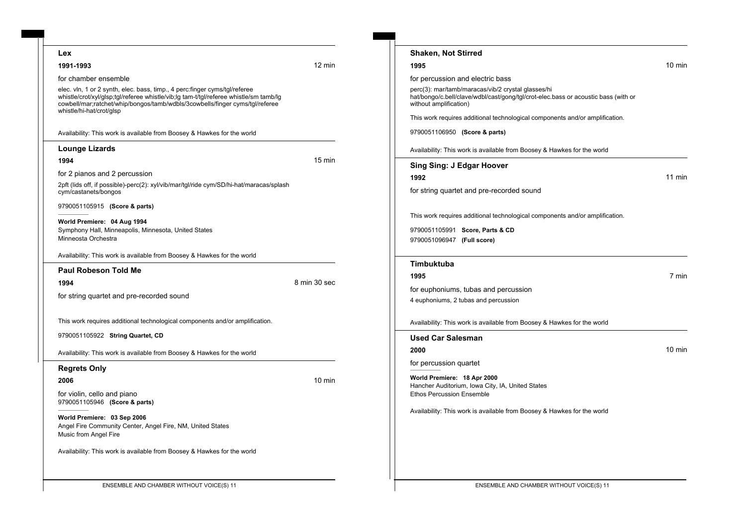## Lex

**1991-1993** — 12 min

for chamber ensemble

elec. vln, 1 or 2 synth, elec. bass, timp., 4 perc:finger cyms/tgl/referee whistle/crot/xyl/glsp;tgl/referee whistle/vib;lg tam-t/tgl/referee whistle/sm tamb/lg cowbell/mar;ratchet/whip/bongos/tamb/wdbls/3cowbells/finger cyms/tgl/referee whistle/hi-hat/crot/glsp

Availability: This work is available from Boosey & Hawkes for the world

## Lounge Lizards

**1994** — 15 min

for 2 pianos and 2 percussion

2pft (lids off, if possible)-perc(2): xyl/vib/mar/tgl/ride cym/SD/hi-hat/maracas/splash cym/castanets/bongos

9790051105915 **(Score & parts)**

**World Premiere: 04 Aug 1994**
Symphony Hall, Minneapolis, Minnesota, United States
Minneosta Orchestra

Availability: This work is available from Boosey & Hawkes for the world

## Paul Robeson Told Me

**1994** — 8 min 30 sec

for string quartet and pre-recorded sound

This work requires additional technological components and/or amplification.

9790051105922 **String Quartet, CD**

Availability: This work is available from Boosey & Hawkes for the world

## Regrets Only

**2006** — 10 min

for violin, cello and piano
9790051105946 **(Score & parts)**

**World Premiere: 03 Sep 2006**
Angel Fire Community Center, Angel Fire, NM, United States
Music from Angel Fire

Availability: This work is available from Boosey & Hawkes for the world

## Shaken, Not Stirred

**1995** — 10 min

for percussion and electric bass

perc(3): mar/tamb/maracas/vib/2 crystal glasses/hi hat/bongo/c.bell/clave/wdbl/cast/gong/tgl/crot-elec.bass or acoustic bass (with or without amplification)

This work requires additional technological components and/or amplification.

9790051106950 **(Score & parts)**

Availability: This work is available from Boosey & Hawkes for the world

## Sing Sing: J Edgar Hoover

**1992** — 11 min

for string quartet and pre-recorded sound

This work requires additional technological components and/or amplification.

9790051105991 **Score, Parts & CD**
9790051096947 **(Full score)**

## Timbuktuba

**1995** — 7 min

for euphoniums, tubas and percussion
4 euphoniums, 2 tubas and percussion

Availability: This work is available from Boosey & Hawkes for the world

## Used Car Salesman

**2000** — 10 min

for percussion quartet

**World Premiere: 18 Apr 2000**
Hancher Auditorium, Iowa City, IA, United States
Ethos Percussion Ensemble

Availability: This work is available from Boosey & Hawkes for the world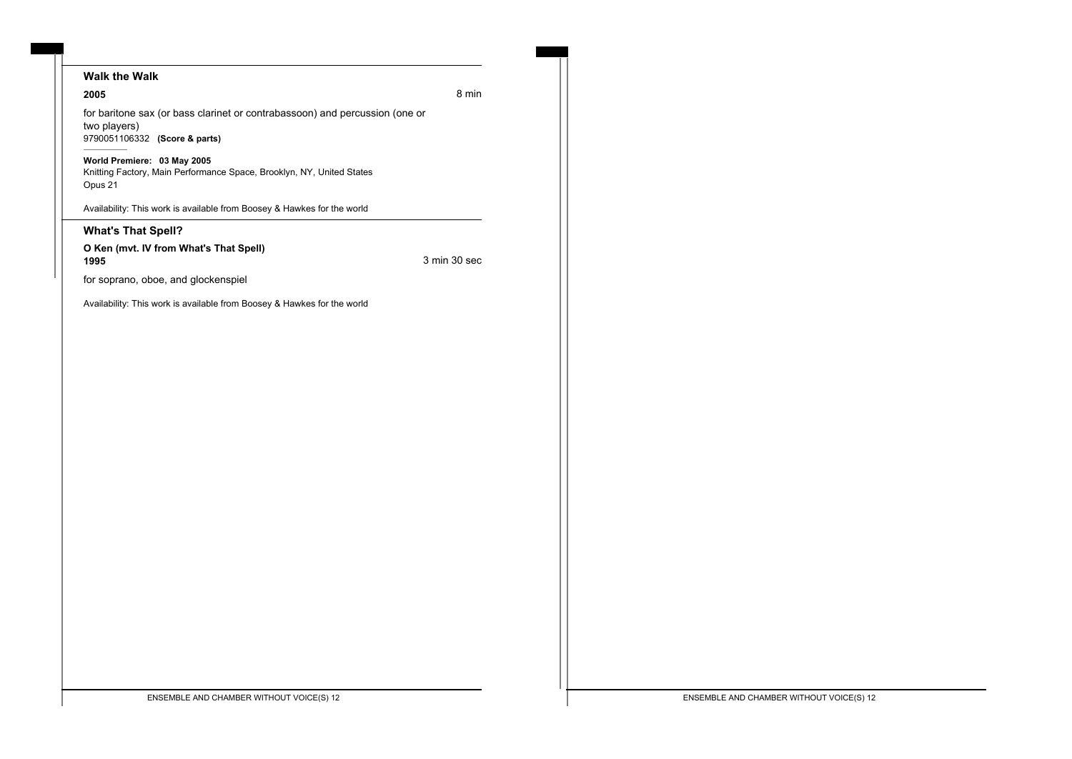## Walk the Walk

**2005** 8 min

for baritone sax (or bass clarinet or contrabassoon) and percussion (one or two players)

9790051106332 **(Score & parts)**

**World Premiere: 03 May 2005**

Knitting Factory, Main Performance Space, Brooklyn, NY, United States

Opus 21

Availability: This work is available from Boosey & Hawkes for the world

## What's That Spell?

**O Ken (mvt. IV from What's That Spell)**

**1995** 3 min 30 sec

for soprano, oboe, and glockenspiel

Availability: This work is available from Boosey & Hawkes for the world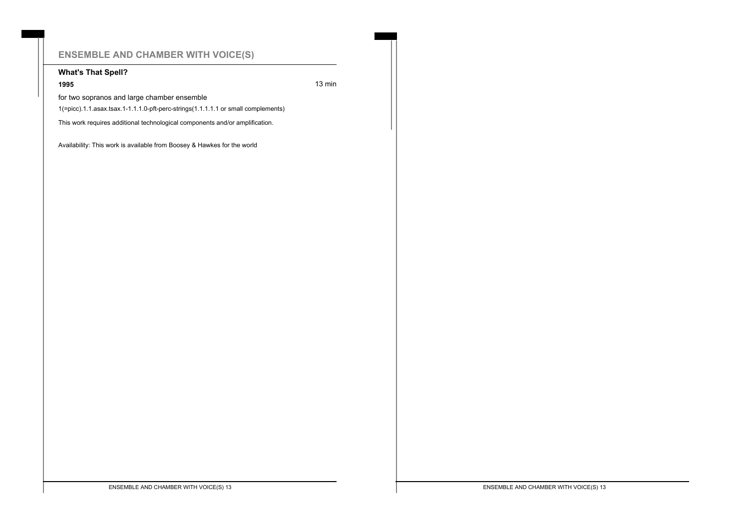# ENSEMBLE AND CHAMBER WITH VOICE(S)

**What's That Spell?**

**1995** 13 min

for two sopranos and large chamber ensemble

1(=picc).1.1.asax.tsax.1-1.1.1.0-pft-perc-strings(1.1.1.1.1 or small complements)

This work requires additional technological components and/or amplification.

Availability: This work is available from Boosey & Hawkes for the world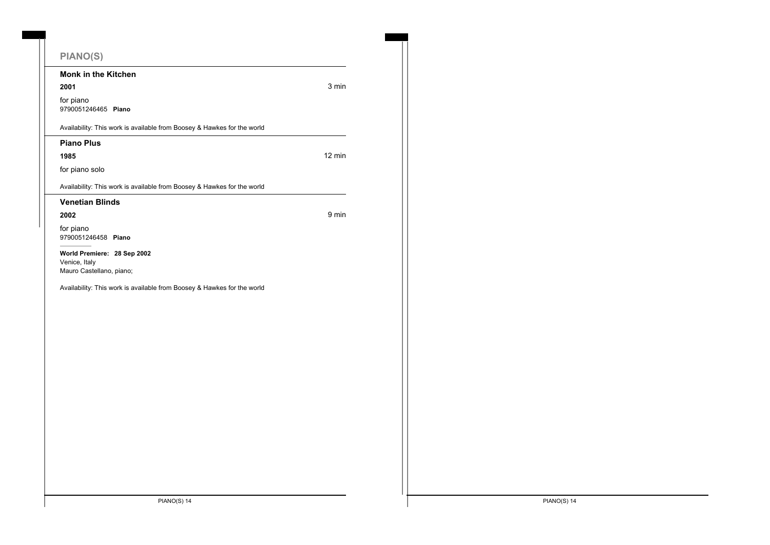## PIANO(S)

### Monk in the Kitchen

**2001** — 3 min

for piano
9790051246465 **Piano**

Availability: This work is available from Boosey & Hawkes for the world

### Piano Plus

**1985** — 12 min

for piano solo

Availability: This work is available from Boosey & Hawkes for the world

### Venetian Blinds

**2002** — 9 min

for piano
9790051246458 **Piano**

**World Premiere: 28 Sep 2002**
Venice, Italy
Mauro Castellano, piano;

Availability: This work is available from Boosey & Hawkes for the world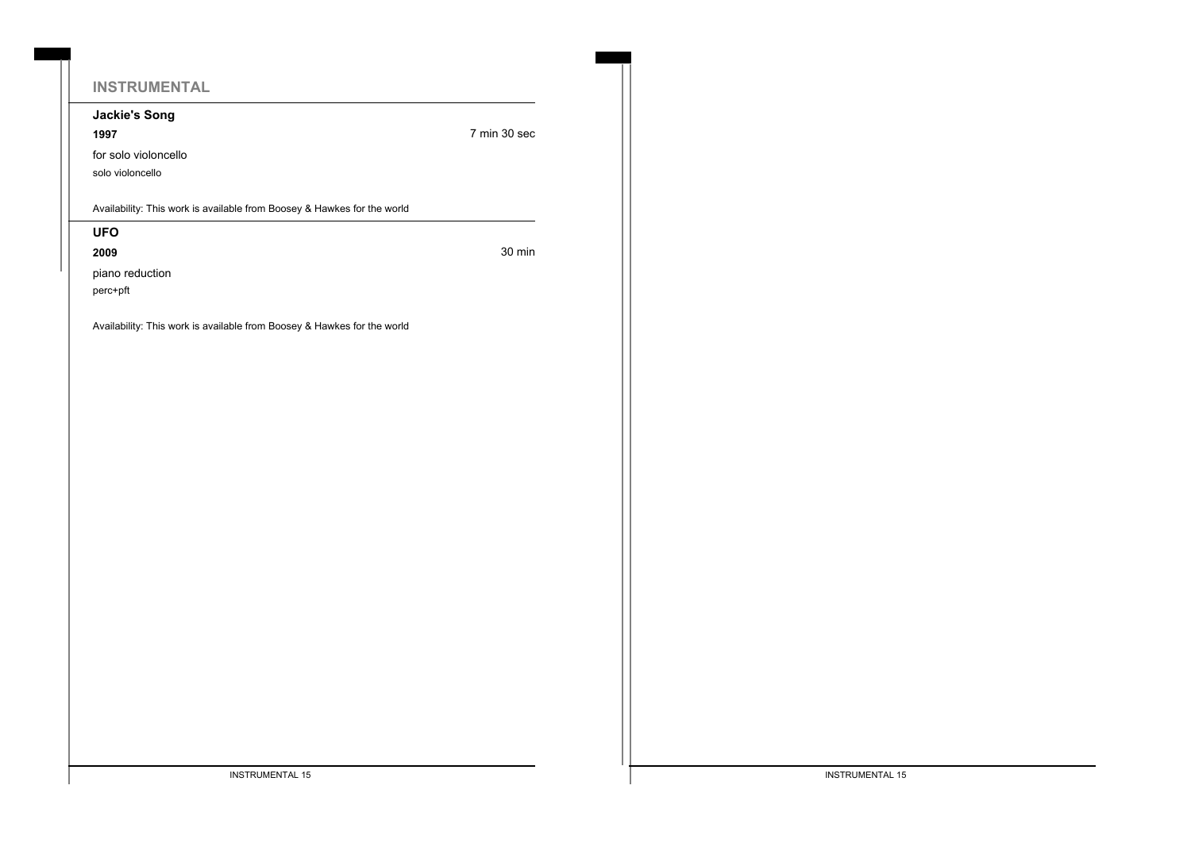## INSTRUMENTAL

### Jackie's Song

**1997** 7 min 30 sec

for solo violoncello

solo violoncello

Availability: This work is available from Boosey & Hawkes for the world

### UFO

**2009** 30 min

piano reduction

perc+pft

Availability: This work is available from Boosey & Hawkes for the world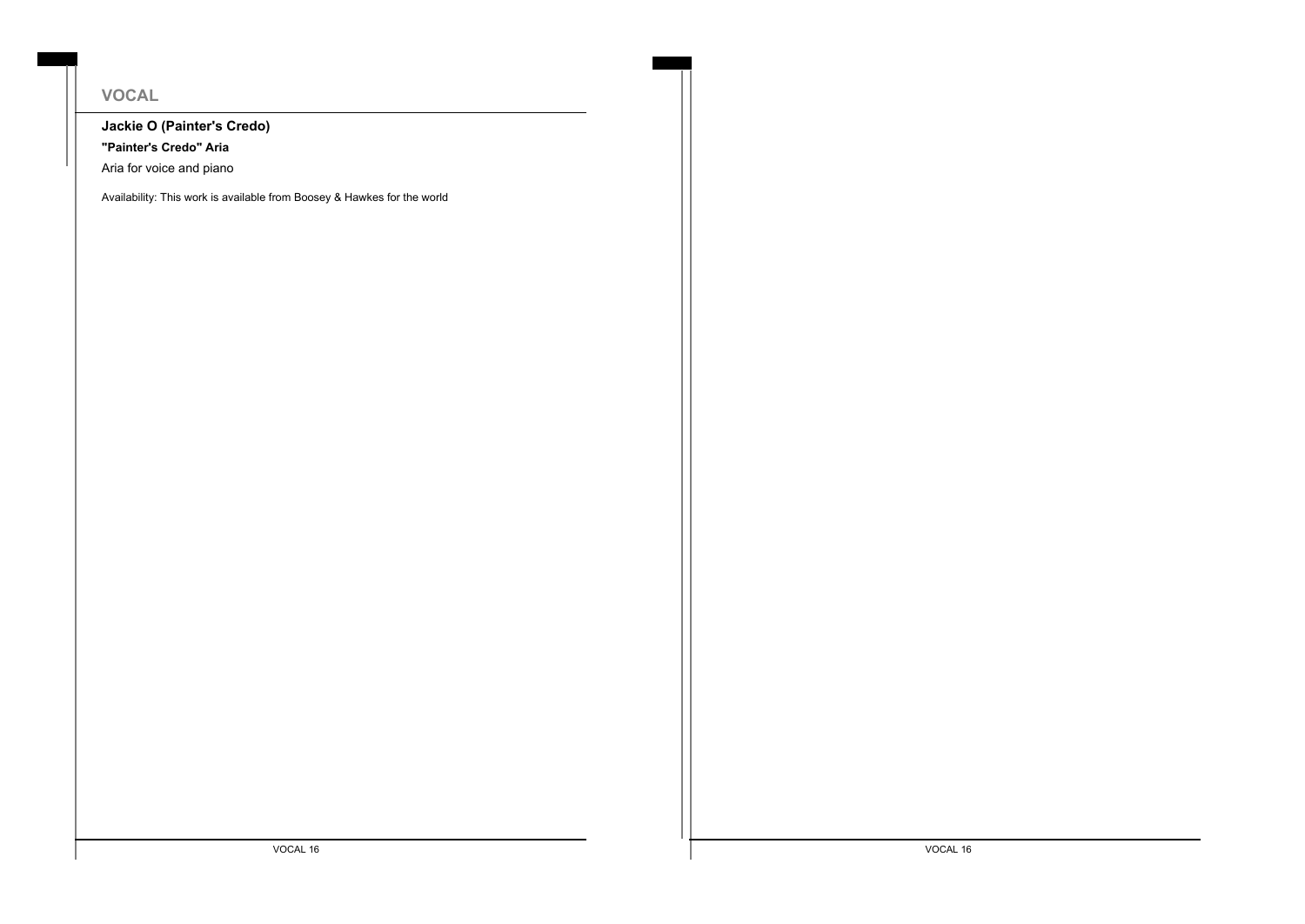## VOCAL

### Jackie O (Painter's Credo)

**"Painter's Credo" Aria**

Aria for voice and piano

Availability: This work is available from Boosey & Hawkes for the world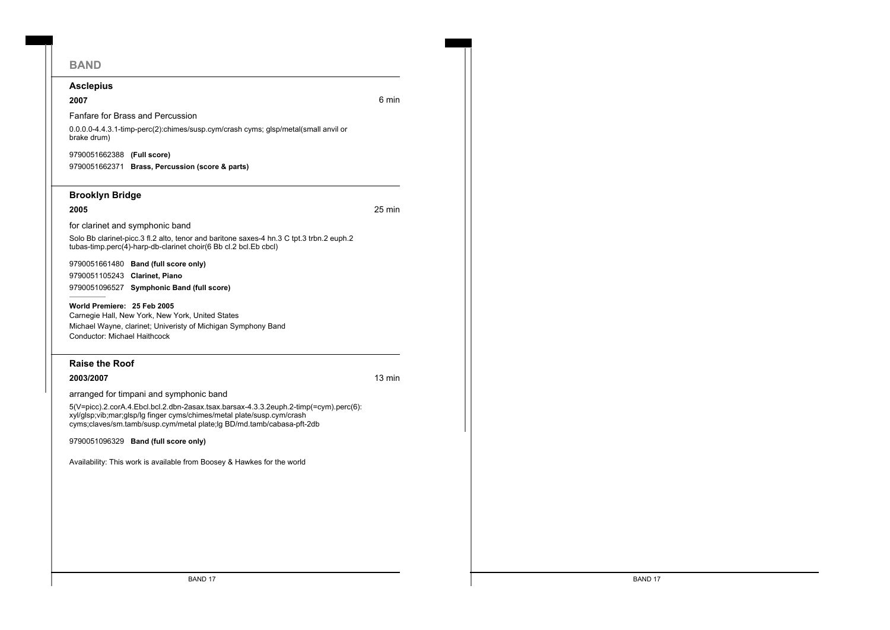## BAND

### Asclepius

**2007** 6 min

Fanfare for Brass and Percussion

0.0.0.0-4.4.3.1-timp-perc(2):chimes/susp.cym/crash cyms; glsp/metal(small anvil or brake drum)

9790051662388 **(Full score)**

9790051662371 **Brass, Percussion (score & parts)**

### Brooklyn Bridge

**2005** 25 min

for clarinet and symphonic band

Solo Bb clarinet-picc.3 fl.2 alto, tenor and baritone saxes-4 hn.3 C tpt.3 trbn.2 euph.2 tubas-timp.perc(4)-harp-db-clarinet choir(6 Bb cl.2 bcl.Eb cbcl)

9790051661480 **Band (full score only)**

9790051105243 **Clarinet, Piano**

9790051096527 **Symphonic Band (full score)**

**World Premiere: 25 Feb 2005**
Carnegie Hall, New York, New York, United States
Michael Wayne, clarinet; Univeristy of Michigan Symphony Band
Conductor: Michael Haithcock

### Raise the Roof

**2003/2007** 13 min

arranged for timpani and symphonic band

5(V=picc).2.corA.4.Ebcl.bcl.2.dbn-2asax.tsax.barsax-4.3.3.2euph.2-timp(=cym).perc(6): xyl/glsp;vib;mar;glsp/lg finger cyms/chimes/metal plate/susp.cym/crash cyms;claves/sm.tamb/susp.cym/metal plate;lg BD/md.tamb/cabasa-pft-2db

9790051096329 **Band (full score only)**

Availability: This work is available from Boosey & Hawkes for the world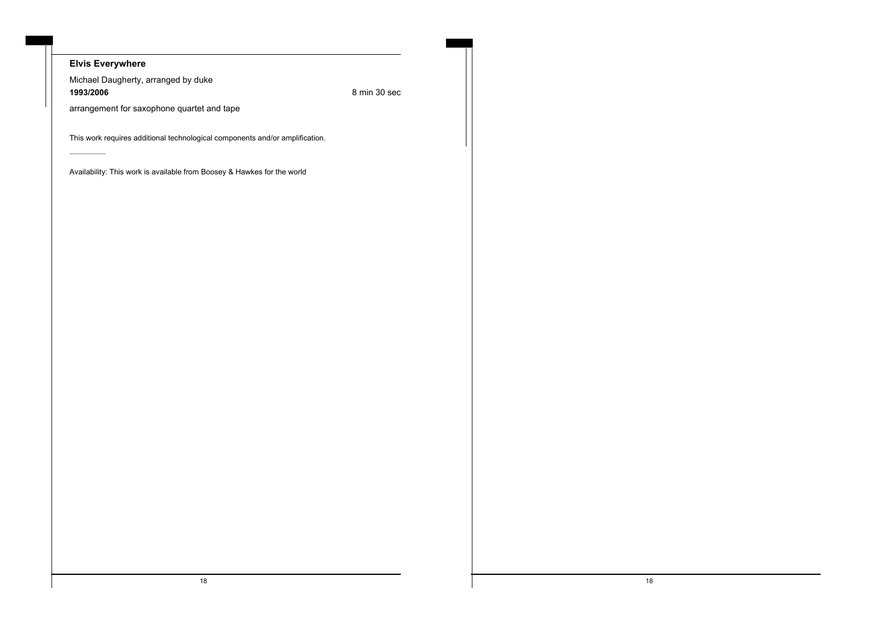### Elvis Everywhere

Michael Daugherty, arranged by duke

**1993/2006** 8 min 30 sec

arrangement for saxophone quartet and tape

This work requires additional technological components and/or amplification.

---

Availability: This work is available from Boosey & Hawkes for the world